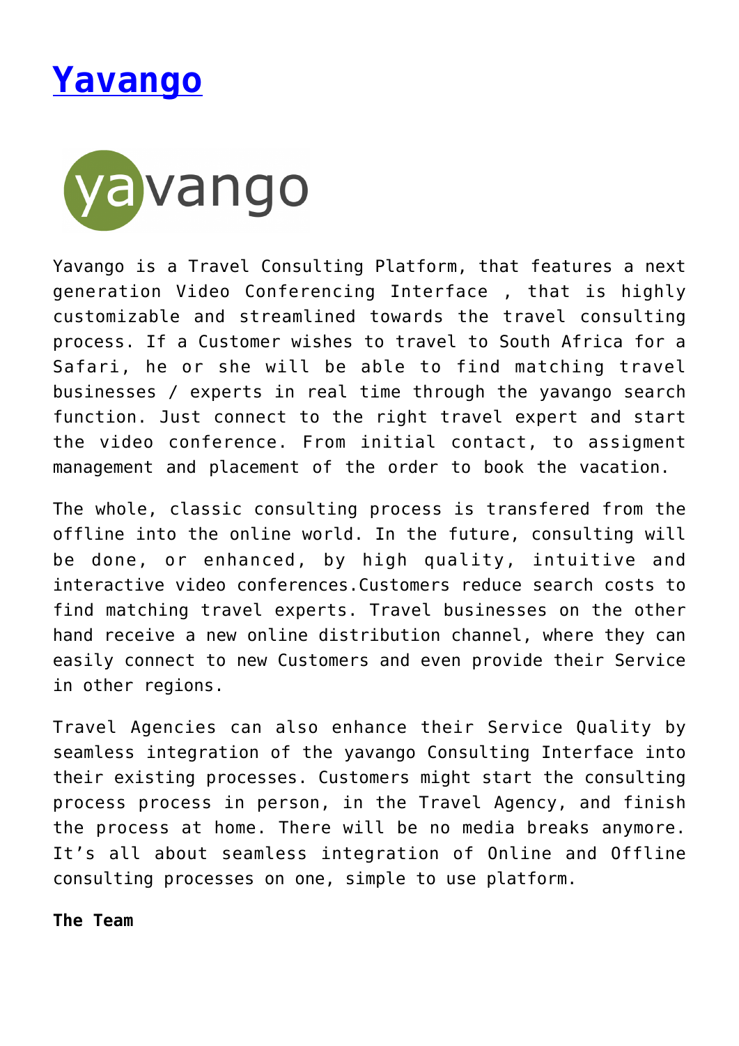# [Yavango]()

Yavango is a Travel Consulting Platform, that features a next generation Video Conferencing Interface , that is highly customizable and streamlined towards the travel consulting process. If a Customer wishes to travel to South Africa for a Safari, he or she will be able to find matching travel businesses / experts in real time through the yavango search function. Just connect to the right travel expert and start the video conference. From initial contact, to assigment management and placement of the order to book the vacation.

The whole, classic consulting process is transfered from the offline into the online world. In the future, consulting will be done, or enhanced, by high quality, intuitive and interactive video conferences.Customers reduce search costs to find matching travel experts. Travel businesses on the other hand receive a new online distribution channel, where they can easily connect to new Customers and even provide their Service in other regions.

Travel Agencies can also enhance their Service Quality by seamless integration of the yavango Consulting Interface into their existing processes. Customers might start the consulting process process in person, in the Travel Agency, and finish the process at home. There will be no media breaks anymore. It's all about seamless integration of Online and Offline consulting processes on one, simple to use platform.

**The Team**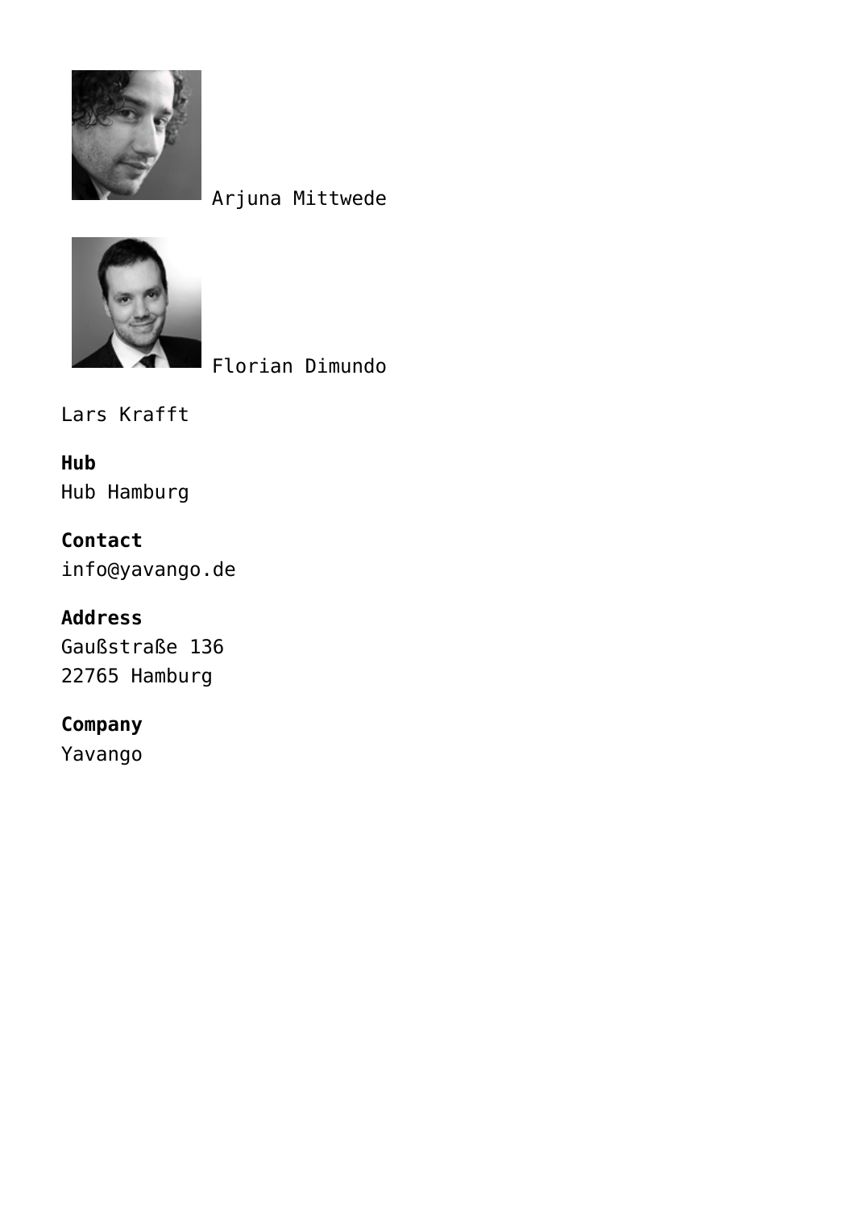Arjuna Mittwede

Florian Dimundo

Lars Krafft

**Hub**
Hub Hamburg

**Contact**
info@yavango.de

**Address**
Gaußstraße 136
22765 Hamburg

**Company**
Yavango